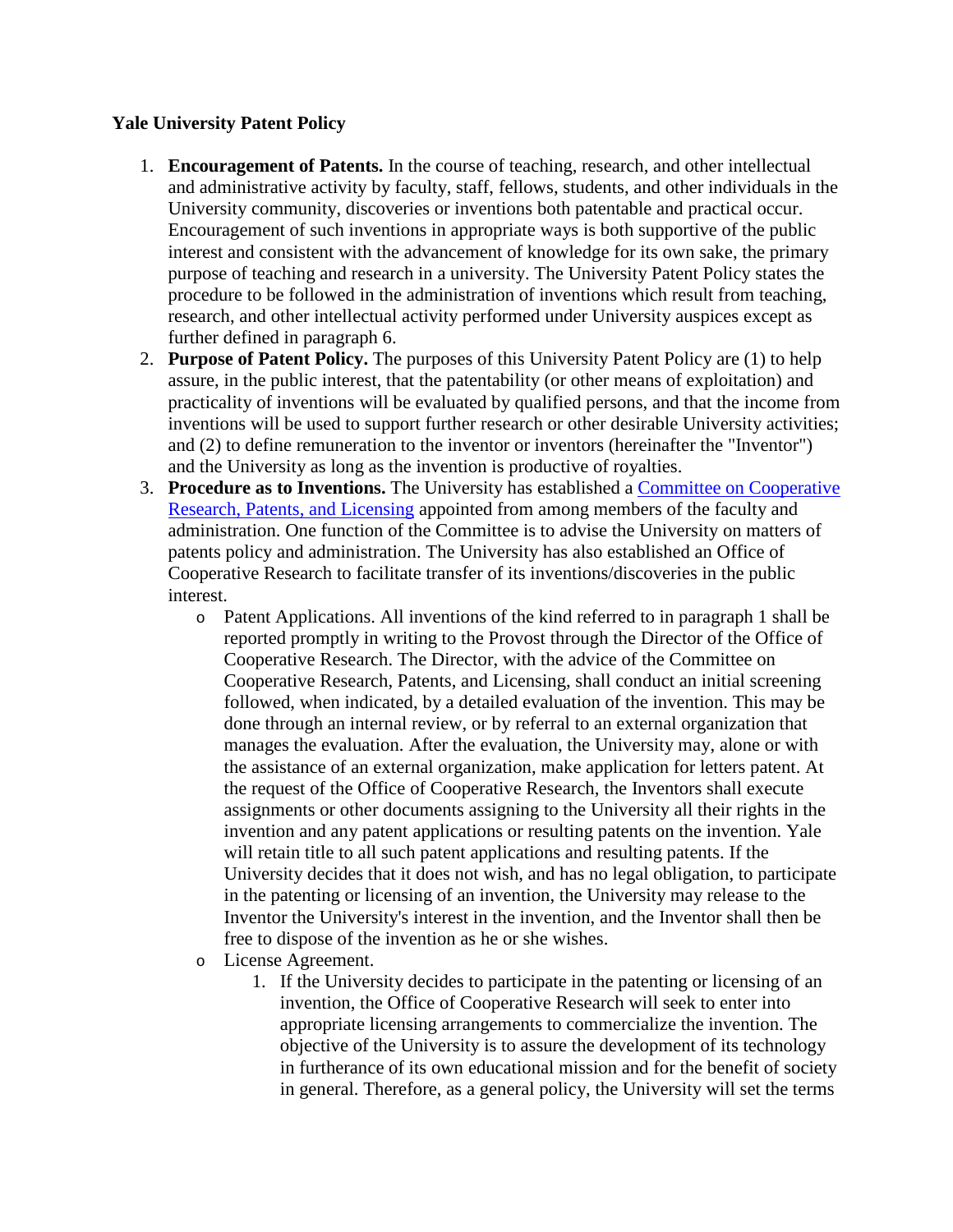**Yale University Patent Policy**

1. **Encouragement of Patents.** In the course of teaching, research, and other intellectual and administrative activity by faculty, staff, fellows, students, and other individuals in the University community, discoveries or inventions both patentable and practical occur. Encouragement of such inventions in appropriate ways is both supportive of the public interest and consistent with the advancement of knowledge for its own sake, the primary purpose of teaching and research in a university. The University Patent Policy states the procedure to be followed in the administration of inventions which result from teaching, research, and other intellectual activity performed under University auspices except as further defined in paragraph 6.
2. **Purpose of Patent Policy.** The purposes of this University Patent Policy are (1) to help assure, in the public interest, that the patentability (or other means of exploitation) and practicality of inventions will be evaluated by qualified persons, and that the income from inventions will be used to support further research or other desirable University activities; and (2) to define remuneration to the inventor or inventors (hereinafter the "Inventor") and the University as long as the invention is productive of royalties.
3. **Procedure as to Inventions.** The University has established a Committee on Cooperative Research, Patents, and Licensing appointed from among members of the faculty and administration. One function of the Committee is to advise the University on matters of patents policy and administration. The University has also established an Office of Cooperative Research to facilitate transfer of its inventions/discoveries in the public interest.
    - Patent Applications. All inventions of the kind referred to in paragraph 1 shall be reported promptly in writing to the Provost through the Director of the Office of Cooperative Research. The Director, with the advice of the Committee on Cooperative Research, Patents, and Licensing, shall conduct an initial screening followed, when indicated, by a detailed evaluation of the invention. This may be done through an internal review, or by referral to an external organization that manages the evaluation. After the evaluation, the University may, alone or with the assistance of an external organization, make application for letters patent. At the request of the Office of Cooperative Research, the Inventors shall execute assignments or other documents assigning to the University all their rights in the invention and any patent applications or resulting patents on the invention. Yale will retain title to all such patent applications and resulting patents. If the University decides that it does not wish, and has no legal obligation, to participate in the patenting or licensing of an invention, the University may release to the Inventor the University's interest in the invention, and the Inventor shall then be free to dispose of the invention as he or she wishes.
    - License Agreement.
        1. If the University decides to participate in the patenting or licensing of an invention, the Office of Cooperative Research will seek to enter into appropriate licensing arrangements to commercialize the invention. The objective of the University is to assure the development of its technology in furtherance of its own educational mission and for the benefit of society in general. Therefore, as a general policy, the University will set the terms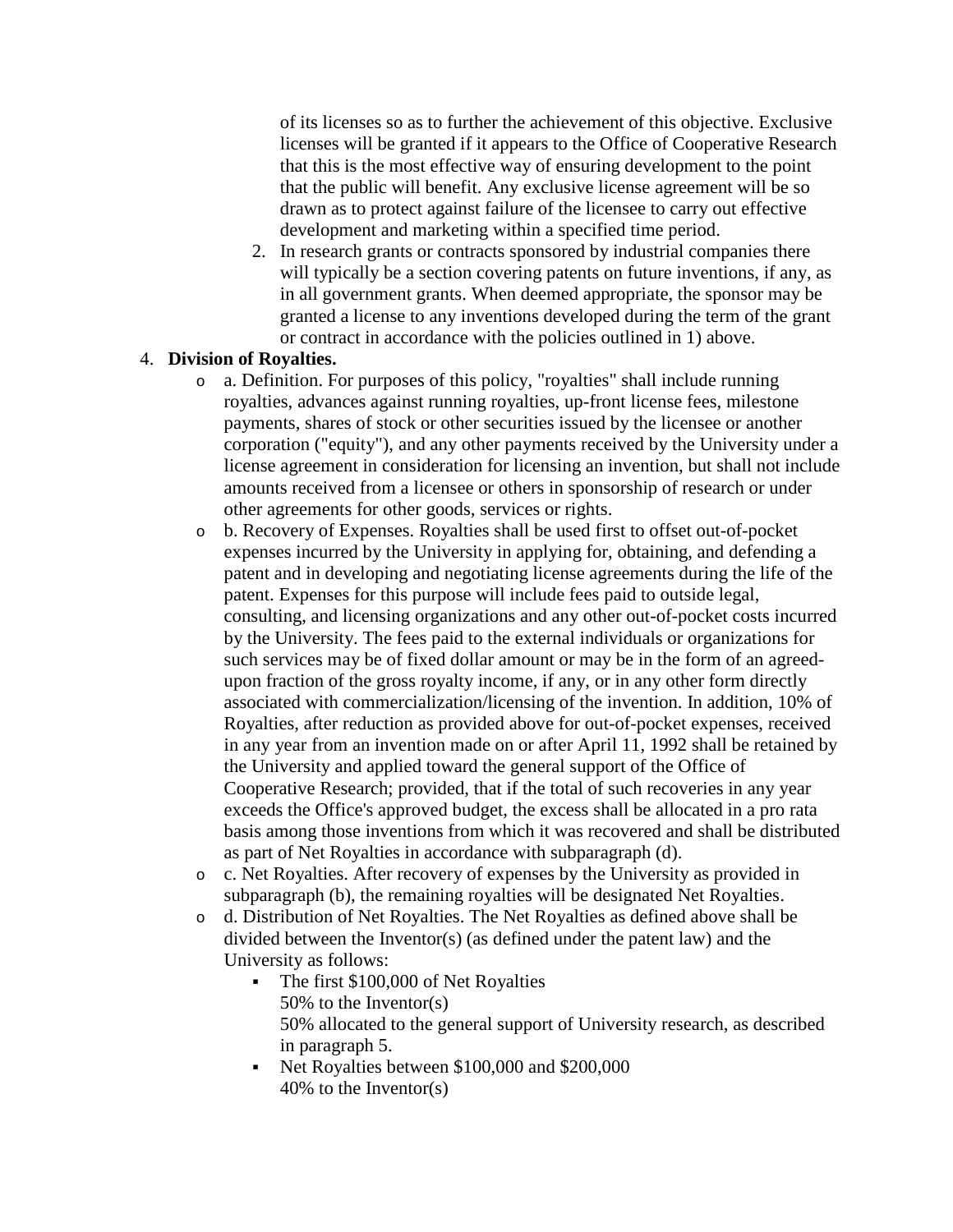of its licenses so as to further the achievement of this objective. Exclusive licenses will be granted if it appears to the Office of Cooperative Research that this is the most effective way of ensuring development to the point that the public will benefit. Any exclusive license agreement will be so drawn as to protect against failure of the licensee to carry out effective development and marketing within a specified time period.

2. In research grants or contracts sponsored by industrial companies there will typically be a section covering patents on future inventions, if any, as in all government grants. When deemed appropriate, the sponsor may be granted a license to any inventions developed during the term of the grant or contract in accordance with the policies outlined in 1) above.

4. **Division of Royalties.**
   - a. Definition. For purposes of this policy, "royalties" shall include running royalties, advances against running royalties, up-front license fees, milestone payments, shares of stock or other securities issued by the licensee or another corporation ("equity"), and any other payments received by the University under a license agreement in consideration for licensing an invention, but shall not include amounts received from a licensee or others in sponsorship of research or under other agreements for other goods, services or rights.
   - b. Recovery of Expenses. Royalties shall be used first to offset out-of-pocket expenses incurred by the University in applying for, obtaining, and defending a patent and in developing and negotiating license agreements during the life of the patent. Expenses for this purpose will include fees paid to outside legal, consulting, and licensing organizations and any other out-of-pocket costs incurred by the University. The fees paid to the external individuals or organizations for such services may be of fixed dollar amount or may be in the form of an agreed-upon fraction of the gross royalty income, if any, or in any other form directly associated with commercialization/licensing of the invention. In addition, 10% of Royalties, after reduction as provided above for out-of-pocket expenses, received in any year from an invention made on or after April 11, 1992 shall be retained by the University and applied toward the general support of the Office of Cooperative Research; provided, that if the total of such recoveries in any year exceeds the Office's approved budget, the excess shall be allocated in a pro rata basis among those inventions from which it was recovered and shall be distributed as part of Net Royalties in accordance with subparagraph (d).
   - c. Net Royalties. After recovery of expenses by the University as provided in subparagraph (b), the remaining royalties will be designated Net Royalties.
   - d. Distribution of Net Royalties. The Net Royalties as defined above shall be divided between the Inventor(s) (as defined under the patent law) and the University as follows:
     - The first $100,000 of Net Royalties  
       50% to the Inventor(s)  
       50% allocated to the general support of University research, as described in paragraph 5.
     - Net Royalties between $100,000 and $200,000  
       40% to the Inventor(s)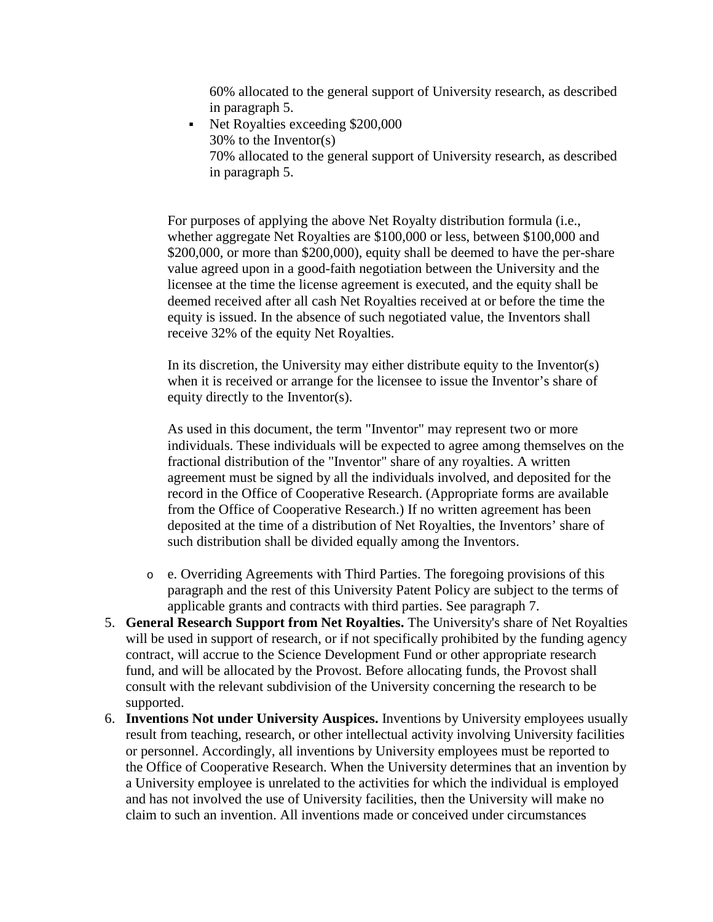60% allocated to the general support of University research, as described in paragraph 5.

- Net Royalties exceeding $200,000
  30% to the Inventor(s)
  70% allocated to the general support of University research, as described in paragraph 5.

For purposes of applying the above Net Royalty distribution formula (i.e., whether aggregate Net Royalties are $100,000 or less, between $100,000 and $200,000, or more than $200,000), equity shall be deemed to have the per-share value agreed upon in a good-faith negotiation between the University and the licensee at the time the license agreement is executed, and the equity shall be deemed received after all cash Net Royalties received at or before the time the equity is issued. In the absence of such negotiated value, the Inventors shall receive 32% of the equity Net Royalties.

In its discretion, the University may either distribute equity to the Inventor(s) when it is received or arrange for the licensee to issue the Inventor's share of equity directly to the Inventor(s).

As used in this document, the term "Inventor" may represent two or more individuals. These individuals will be expected to agree among themselves on the fractional distribution of the "Inventor" share of any royalties. A written agreement must be signed by all the individuals involved, and deposited for the record in the Office of Cooperative Research. (Appropriate forms are available from the Office of Cooperative Research.) If no written agreement has been deposited at the time of a distribution of Net Royalties, the Inventors' share of such distribution shall be divided equally among the Inventors.

- e. Overriding Agreements with Third Parties. The foregoing provisions of this paragraph and the rest of this University Patent Policy are subject to the terms of applicable grants and contracts with third parties. See paragraph 7.

5. **General Research Support from Net Royalties.** The University's share of Net Royalties will be used in support of research, or if not specifically prohibited by the funding agency contract, will accrue to the Science Development Fund or other appropriate research fund, and will be allocated by the Provost. Before allocating funds, the Provost shall consult with the relevant subdivision of the University concerning the research to be supported.
6. **Inventions Not under University Auspices.** Inventions by University employees usually result from teaching, research, or other intellectual activity involving University facilities or personnel. Accordingly, all inventions by University employees must be reported to the Office of Cooperative Research. When the University determines that an invention by a University employee is unrelated to the activities for which the individual is employed and has not involved the use of University facilities, then the University will make no claim to such an invention. All inventions made or conceived under circumstances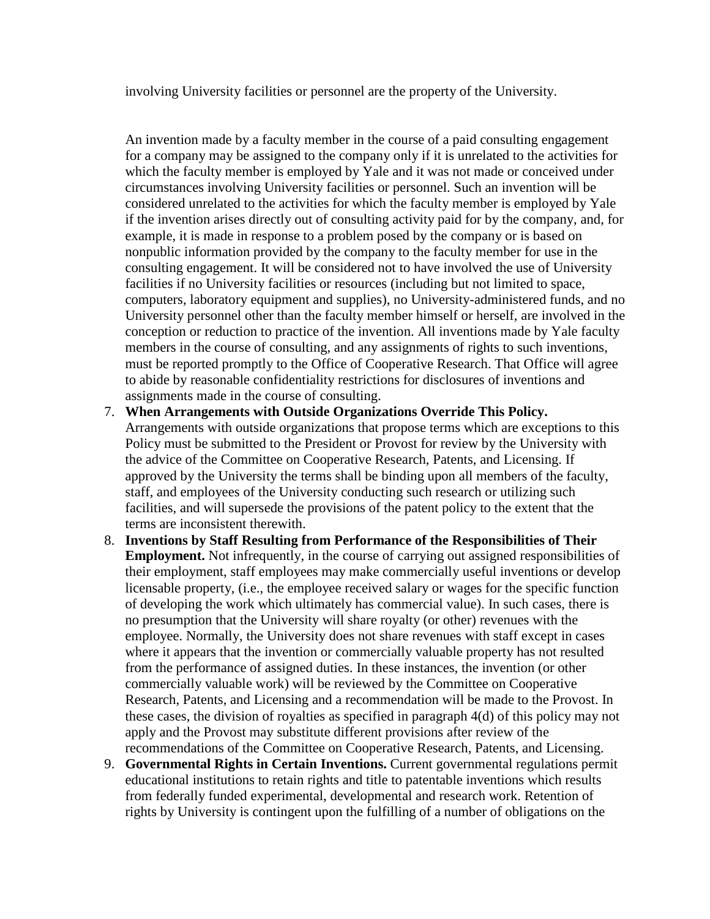involving University facilities or personnel are the property of the University.

An invention made by a faculty member in the course of a paid consulting engagement for a company may be assigned to the company only if it is unrelated to the activities for which the faculty member is employed by Yale and it was not made or conceived under circumstances involving University facilities or personnel. Such an invention will be considered unrelated to the activities for which the faculty member is employed by Yale if the invention arises directly out of consulting activity paid for by the company, and, for example, it is made in response to a problem posed by the company or is based on nonpublic information provided by the company to the faculty member for use in the consulting engagement. It will be considered not to have involved the use of University facilities if no University facilities or resources (including but not limited to space, computers, laboratory equipment and supplies), no University-administered funds, and no University personnel other than the faculty member himself or herself, are involved in the conception or reduction to practice of the invention. All inventions made by Yale faculty members in the course of consulting, and any assignments of rights to such inventions, must be reported promptly to the Office of Cooperative Research. That Office will agree to abide by reasonable confidentiality restrictions for disclosures of inventions and assignments made in the course of consulting.

7. **When Arrangements with Outside Organizations Override This Policy.** Arrangements with outside organizations that propose terms which are exceptions to this Policy must be submitted to the President or Provost for review by the University with the advice of the Committee on Cooperative Research, Patents, and Licensing. If approved by the University the terms shall be binding upon all members of the faculty, staff, and employees of the University conducting such research or utilizing such facilities, and will supersede the provisions of the patent policy to the extent that the terms are inconsistent therewith.
8. **Inventions by Staff Resulting from Performance of the Responsibilities of Their Employment.** Not infrequently, in the course of carrying out assigned responsibilities of their employment, staff employees may make commercially useful inventions or develop licensable property, (i.e., the employee received salary or wages for the specific function of developing the work which ultimately has commercial value). In such cases, there is no presumption that the University will share royalty (or other) revenues with the employee. Normally, the University does not share revenues with staff except in cases where it appears that the invention or commercially valuable property has not resulted from the performance of assigned duties. In these instances, the invention (or other commercially valuable work) will be reviewed by the Committee on Cooperative Research, Patents, and Licensing and a recommendation will be made to the Provost. In these cases, the division of royalties as specified in paragraph 4(d) of this policy may not apply and the Provost may substitute different provisions after review of the recommendations of the Committee on Cooperative Research, Patents, and Licensing.
9. **Governmental Rights in Certain Inventions.** Current governmental regulations permit educational institutions to retain rights and title to patentable inventions which results from federally funded experimental, developmental and research work. Retention of rights by University is contingent upon the fulfilling of a number of obligations on the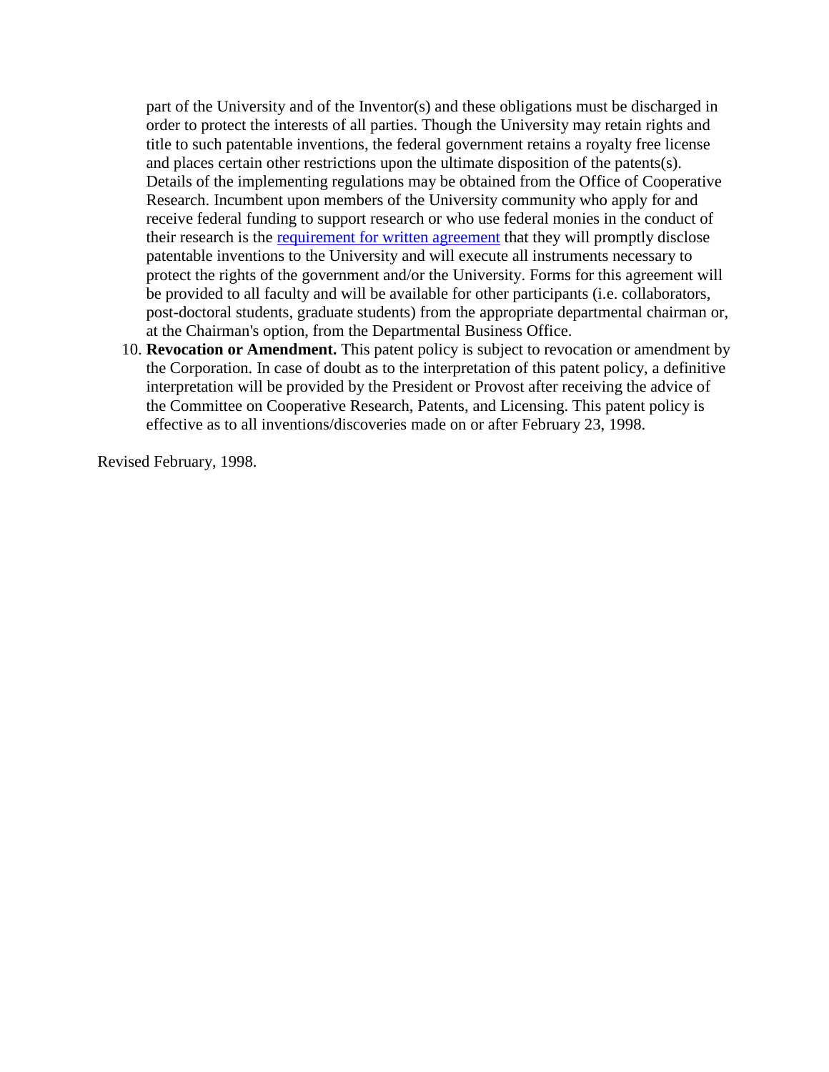part of the University and of the Inventor(s) and these obligations must be discharged in order to protect the interests of all parties. Though the University may retain rights and title to such patentable inventions, the federal government retains a royalty free license and places certain other restrictions upon the ultimate disposition of the patents(s). Details of the implementing regulations may be obtained from the Office of Cooperative Research. Incumbent upon members of the University community who apply for and receive federal funding to support research or who use federal monies in the conduct of their research is the requirement for written agreement that they will promptly disclose patentable inventions to the University and will execute all instruments necessary to protect the rights of the government and/or the University. Forms for this agreement will be provided to all faculty and will be available for other participants (i.e. collaborators, post-doctoral students, graduate students) from the appropriate departmental chairman or, at the Chairman's option, from the Departmental Business Office.

10. **Revocation or Amendment.** This patent policy is subject to revocation or amendment by the Corporation. In case of doubt as to the interpretation of this patent policy, a definitive interpretation will be provided by the President or Provost after receiving the advice of the Committee on Cooperative Research, Patents, and Licensing. This patent policy is effective as to all inventions/discoveries made on or after February 23, 1998.

Revised February, 1998.